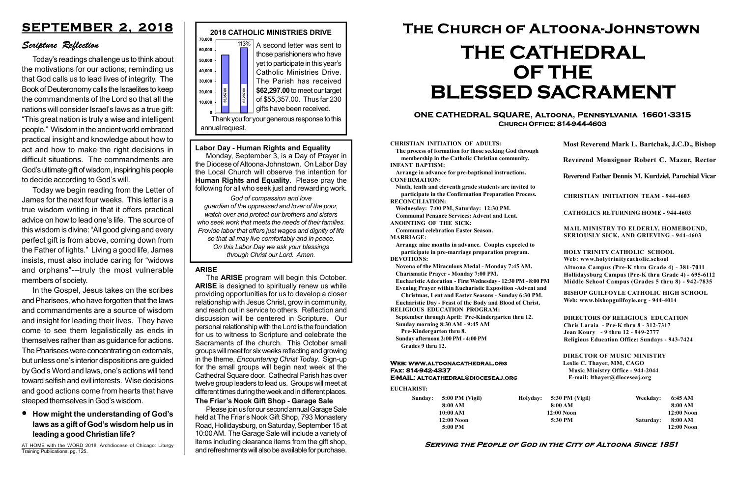# SEPTEMBER 2, 2018

## Scripture Reflection

Today's readings challenge us to think about the motivations for our actions, reminding us that God calls us to lead lives of integrity. The Book of Deuteronomy calls the Israelites to keep the commandments of the Lord so that all the nations will consider Israel's laws as a true gift: "This great nation is truly a wise and intelligent people." Wisdom in the ancient world embraced practical insight and knowledge about how to act and how to make the right decisions in difficult situations. The commandments are God's ultimate gift of wisdom, inspiring his people to decide according to God's will.

Today we begin reading from the Letter of James for the next four weeks. This letter is a true wisdom writing in that it offers practical advice on how to lead one's life. The source of this wisdom is divine: "All good giving and every perfect gift is from above, coming down from the Father of lights." Living a good life, James insists, must also include caring for "widows and orphans"---truly the most vulnerable members of society.

In the Gospel, Jesus takes on the scribes and Pharisees, who have forgotten that the laws and commandments are a source of wisdom and insight for leading their lives. They have come to see them legalistically as ends in themselves rather than as guidance for actions. The Pharisees were concentrating on externals, but unless one's interior dispositions are guided by God's Word and laws, one's actions will tend toward selfish and evil interests. Wise decisions and good actions come from hearts that have steeped themselves in God's wisdom.

- **How might the understanding of God's laws as a gift of God's wisdom help us in leading a good Christian life?**

AT HOME with the WORD 2018, Archdiocese of Chicago: Liturgy Training Publications, pg. 125.

## 2018 CATHOLIC MINISTRIES DRIVE

| Target | Received |
|---|---|
| 55357.00 | 62297.00 (113%) |

A second letter was sent to those parishioners who have yet to participate in this year's Catholic Ministries Drive. The Parish has received **$62,297.00** to meet our target of $55,357.00. Thus far 230 gifts have been received.

Thank you for your generous response to this annual request.

### Labor Day - Human Rights and Equality

Monday, September 3, is a Day of Prayer in the Diocese of Altoona-Johnstown. On Labor Day the Local Church will observe the intention for **Human Rights and Equality**. Please pray the following for all who seek just and rewarding work.

*God of compassion and love guardian of the oppressed and lover of the poor, watch over and protect our brothers and sisters who seek work that meets the needs of their families. Provide labor that offers just wages and dignity of life so that all may live comfortably and in peace. On this Labor Day we ask your blessings through Christ our Lord. Amen.*

### ARISE

The **ARISE** program will begin this October. **ARISE** is designed to spiritually renew us while providing opportunities for us to develop a closer relationship with Jesus Christ, grow in community, and reach out in service to others. Reflection and discussion will be centered in Scripture. Our personal relationship with the Lord is the foundation for us to witness to Scripture and celebrate the Sacraments of the church. This October small groups will meet for six weeks reflecting and growing in the theme, *Encountering Christ Today*. Sign-up for the small groups will begin next week at the Cathedral Square door. Cathedral Parish has over twelve group leaders to lead us. Groups will meet at different times during the week and in different places.

### The Friar's Nook Gift Shop - Garage Sale

Please join us for our second annual Garage Sale held at The Friar's Nook Gift Shop, 793 Monastery Road, Hollidaysburg, on Saturday, September 15 at 10:00 AM. The Garage Sale will include a variety of items including clearance items from the gift shop, and refreshments will also be available for purchase.

# The Church of Altoona-Johnstown

# THE CATHEDRAL OF THE BLESSED SACRAMENT

**ONE CATHEDRAL SQUARE, Altoona, Pennsylvania 16601-3315**
**Church Office: 814-944-4603**

**CHRISTIAN INITIATION OF ADULTS:**
The process of formation for those seeking God through membership in the Catholic Christian community.
**INFANT BAPTISM:**
Arrange in advance for pre-baptismal instructions.
**CONFIRMATION:**
Ninth, tenth and eleventh grade students are invited to participate in the Confirmation Preparation Process.
**RECONCILIATION:**
Wednesday: 7:00 PM, Saturday: 12:30 PM.
Communal Penance Services: Advent and Lent.
**ANOINTING OF THE SICK:**
Communal celebration Easter Season.
**MARRIAGE:**
Arrange nine months in advance. Couples expected to participate in pre-marriage preparation program.
**DEVOTIONS:**
Novena of the Miraculous Medal - Monday 7:45 AM.
Charismatic Prayer - Monday 7:00 PM.
Eucharistic Adoration - First Wednesday - 12:30 PM - 8:00 PM
Evening Prayer within Eucharistic Exposition -Advent and Christmas, Lent and Easter Seasons - Sunday 6:30 PM.
Eucharistic Day - Feast of the Body and Blood of Christ.
**RELIGIOUS EDUCATION PROGRAM:**
September through April: Pre-Kindergarten thru 12.
Sunday morning 8:30 AM - 9:45 AM
Pre-Kindergarten thru 8.
Sunday afternoon 2:00 PM - 4:00 PM
Grades 9 thru 12.

**Web: www.altoonacathedral.org**
**Fax: 814-942-4337**
**E-MAIL: altcathedral@dioceseaj.org**

**Most Reverend Mark L. Bartchak, J.C.D., Bishop**

**Reverend Monsignor Robert C. Mazur, Rector**

**Reverend Father Dennis M. Kurdziel, Parochial Vicar**

**CHRISTIAN INITIATION TEAM - 944-4603**

**CATHOLICS RETURNING HOME - 944-4603**

**MAIL MINISTRY TO ELDERLY, HOMEBOUND, SERIOUSLY SICK, AND GRIEVING - 944-4603**

**HOLY TRINITY CATHOLIC SCHOOL**
**Web: www.holytrinitycatholic.school**
Altoona Campus (Pre-K thru Grade 4) - 381-7011
Hollidaysburg Campus (Pre-K thru Grade 4) - 695-6112
Middle School Campus (Grades 5 thru 8) - 942-7835

**BISHOP GUILFOYLE CATHOLIC HIGH SCHOOL**
**Web: www.bishopguilfoyle.org - 944-4014**

**DIRECTORS OF RELIGIOUS EDUCATION**
Chris Laraia - Pre-K thru 8 - 312-7317
Jean Koury - 9 thru 12 - 949-2777
Religious Education Office: Sundays - 943-7424

**DIRECTOR OF MUSIC MINISTRY**
Leslie C. Thayer, MM, CAGO
Music Ministry Office - 944-2044
E-mail: lthayer@dioceseaj.org

**EUCHARIST:**

| Sunday: | | Holyday: | | Weekday: | |
|---|---|---|---|---|---|
| | 5:00 PM (Vigil) | | 5:30 PM (Vigil) | | 6:45 AM |
| | 8:00 AM | | 8:00 AM | | 8:00 AM |
| | 10:00 AM | | 12:00 Noon | | 12:00 Noon |
| | 12:00 Noon | | 5:30 PM | Saturday: | 8:00 AM |
| | 5:00 PM | | | | 12:00 Noon |

**Serving the People of God in the City of Altoona Since 1851**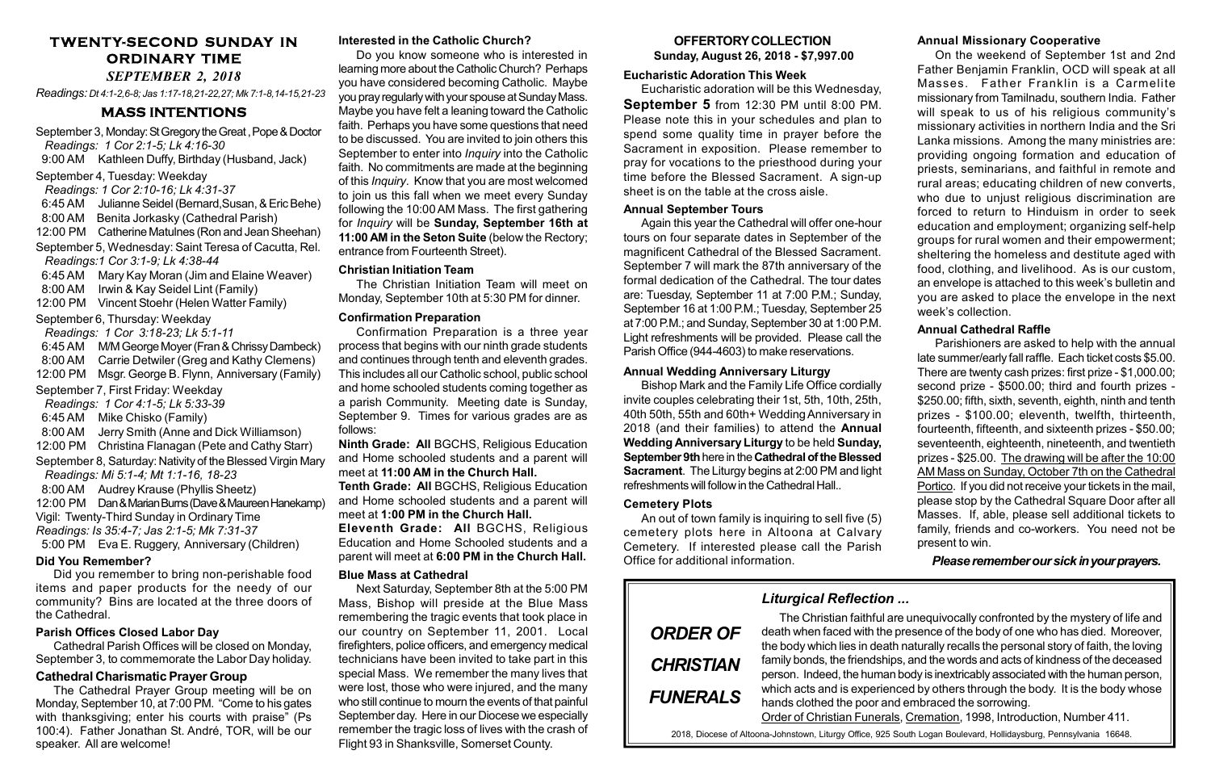# TWENTY-SECOND SUNDAY IN ORDINARY TIME

*SEPTEMBER 2, 2018*

*Readings: Dt 4:1-2,6-8; Jas 1:17-18,21-22,27; Mk 7:1-8,14-15,21-23*

## MASS INTENTIONS

September 3, Monday: St Gregory the Great , Pope & Doctor
*Readings: 1 Cor 2:1-5; Lk 4:16-30*
9:00 AM Kathleen Duffy, Birthday (Husband, Jack)

September 4, Tuesday: Weekday
*Readings: 1 Cor 2:10-16; Lk 4:31-37*
6:45 AM Julianne Seidel (Bernard,Susan, & Eric Behe)
8:00 AM Benita Jorkasky (Cathedral Parish)
12:00 PM Catherine Matulnes (Ron and Jean Sheehan)

September 5, Wednesday: Saint Teresa of Cacutta, Rel.
*Readings:1 Cor 3:1-9; Lk 4:38-44*
6:45 AM Mary Kay Moran (Jim and Elaine Weaver)
8:00 AM Irwin & Kay Seidel Lint (Family)
12:00 PM Vincent Stoehr (Helen Watter Family)

September 6, Thursday: Weekday
*Readings: 1 Cor 3:18-23; Lk 5:1-11*
6:45 AM M/M George Moyer (Fran & Chrissy Dambeck)
8:00 AM Carrie Detwiler (Greg and Kathy Clemens)
12:00 PM Msgr. George B. Flynn, Anniversary (Family)

September 7, First Friday: Weekday
*Readings: 1 Cor 4:1-5; Lk 5:33-39*
6:45 AM Mike Chisko (Family)
8:00 AM Jerry Smith (Anne and Dick Williamson)
12:00 PM Christina Flanagan (Pete and Cathy Starr)

September 8, Saturday: Nativity of the Blessed Virgin Mary
*Readings: Mi 5:1-4; Mt 1:1-16, 18-23*
8:00 AM Audrey Krause (Phyllis Sheetz)
12:00 PM Dan & Marian Burns (Dave & Maureen Hanekamp)
Vigil: Twenty-Third Sunday in Ordinary Time
*Readings: Is 35:4-7; Jas 2:1-5; Mk 7:31-37*
5:00 PM Eva E. Ruggery, Anniversary (Children)

### Did You Remember?

Did you remember to bring non-perishable food items and paper products for the needy of our community? Bins are located at the three doors of the Cathedral.

### Parish Offices Closed Labor Day

Cathedral Parish Offices will be closed on Monday, September 3, to commemorate the Labor Day holiday.

### Cathedral Charismatic Prayer Group

The Cathedral Prayer Group meeting will be on Monday, September 10, at 7:00 PM. "Come to his gates with thanksgiving; enter his courts with praise" (Ps 100:4). Father Jonathan St. André, TOR, will be our speaker. All are welcome!

### Interested in the Catholic Church?

Do you know someone who is interested in learning more about the Catholic Church? Perhaps you have considered becoming Catholic. Maybe you pray regularly with your spouse at Sunday Mass. Maybe you have felt a leaning toward the Catholic faith. Perhaps you have some questions that need to be discussed. You are invited to join others this September to enter into *Inquiry* into the Catholic faith. No commitments are made at the beginning of this *Inquiry*. Know that you are most welcomed to join us this fall when we meet every Sunday following the 10:00 AM Mass. The first gathering for *Inquiry* will be **Sunday, September 16th at 11:00 AM in the Seton Suite** (below the Rectory; entrance from Fourteenth Street).

### Christian Initiation Team

The Christian Initiation Team will meet on Monday, September 10th at 5:30 PM for dinner.

### Confirmation Preparation

Confirmation Preparation is a three year process that begins with our ninth grade students and continues through tenth and eleventh grades. This includes all our Catholic school, public school and home schooled students coming together as a parish Community. Meeting date is Sunday, September 9. Times for various grades are as follows:

**Ninth Grade: All** BGCHS, Religious Education and Home schooled students and a parent will meet at **11:00 AM in the Church Hall.**

**Tenth Grade: All** BGCHS, Religious Education and Home schooled students and a parent will meet at **1:00 PM in the Church Hall.**

**Eleventh Grade: All** BGCHS, Religious Education and Home Schooled students and a parent will meet at **6:00 PM in the Church Hall.**

### Blue Mass at Cathedral

Next Saturday, September 8th at the 5:00 PM Mass, Bishop will preside at the Blue Mass remembering the tragic events that took place in our country on September 11, 2001. Local firefighters, police officers, and emergency medical technicians have been invited to take part in this special Mass. We remember the many lives that were lost, those who were injured, and the many who still continue to mourn the events of that painful September day. Here in our Diocese we especially remember the tragic loss of lives with the crash of Flight 93 in Shanksville, Somerset County.

### OFFERTORY COLLECTION
**Sunday, August 26, 2018 - $7,997.00**

### Eucharistic Adoration This Week

Eucharistic adoration will be this Wednesday, **September 5** from 12:30 PM until 8:00 PM. Please note this in your schedules and plan to spend some quality time in prayer before the Sacrament in exposition. Please remember to pray for vocations to the priesthood during your time before the Blessed Sacrament. A sign-up sheet is on the table at the cross aisle.

### Annual September Tours

Again this year the Cathedral will offer one-hour tours on four separate dates in September of the magnificent Cathedral of the Blessed Sacrament. September 7 will mark the 87th anniversary of the formal dedication of the Cathedral. The tour dates are: Tuesday, September 11 at 7:00 P.M.; Sunday, September 16 at 1:00 P.M.; Tuesday, September 25 at 7:00 P.M.; and Sunday, September 30 at 1:00 P.M. Light refreshments will be provided. Please call the Parish Office (944-4603) to make reservations.

### Annual Wedding Anniversary Liturgy

Bishop Mark and the Family Life Office cordially invite couples celebrating their 1st, 5th, 10th, 25th, 40th 50th, 55th and 60th+ Wedding Anniversary in 2018 (and their families) to attend the **Annual Wedding Anniversary Liturgy** to be held **Sunday, September 9th** here in the **Cathedral of the Blessed Sacrament**. The Liturgy begins at 2:00 PM and light refreshments will follow in the Cathedral Hall..

### Cemetery Plots

An out of town family is inquiring to sell five (5) cemetery plots here in Altoona at Calvary Cemetery. If interested please call the Parish Office for additional information.

### Annual Missionary Cooperative

On the weekend of September 1st and 2nd Father Benjamin Franklin, OCD will speak at all Masses. Father Franklin is a Carmelite missionary from Tamilnadu, southern India. Father will speak to us of his religious community's missionary activities in northern India and the Sri Lanka missions. Among the many ministries are: providing ongoing formation and education of priests, seminarians, and faithful in remote and rural areas; educating children of new converts, who due to unjust religious discrimination are forced to return to Hinduism in order to seek education and employment; organizing self-help groups for rural women and their empowerment; sheltering the homeless and destitute aged with food, clothing, and livelihood. As is our custom, an envelope is attached to this week's bulletin and you are asked to place the envelope in the next week's collection.

### Annual Cathedral Raffle

Parishioners are asked to help with the annual late summer/early fall raffle. Each ticket costs $5.00. There are twenty cash prizes: first prize - $1,000.00; second prize - $500.00; third and fourth prizes - $250.00; fifth, sixth, seventh, eighth, ninth and tenth prizes - $100.00; eleventh, twelfth, thirteenth, fourteenth, fifteenth, and sixteenth prizes - $50.00; seventeenth, eighteenth, nineteenth, and twentieth prizes - $25.00. The drawing will be after the 10:00 AM Mass on Sunday, October 7th on the Cathedral Portico. If you did not receive your tickets in the mail, please stop by the Cathedral Square Door after all Masses. If, able, please sell additional tickets to family, friends and co-workers. You need not be present to win.

***Please remember our sick in your prayers.***

## *Liturgical Reflection ...*

***ORDER OF CHRISTIAN FUNERALS***

The Christian faithful are unequivocally confronted by the mystery of life and death when faced with the presence of the body of one who has died. Moreover, the body which lies in death naturally recalls the personal story of faith, the loving family bonds, the friendships, and the words and acts of kindness of the deceased person. Indeed, the human body is inextricably associated with the human person, which acts and is experienced by others through the body. It is the body whose hands clothed the poor and embraced the sorrowing.

Order of Christian Funerals, Cremation, 1998, Introduction, Number 411.

2018, Diocese of Altoona-Johnstown, Liturgy Office, 925 South Logan Boulevard, Hollidaysburg, Pennsylvania 16648.